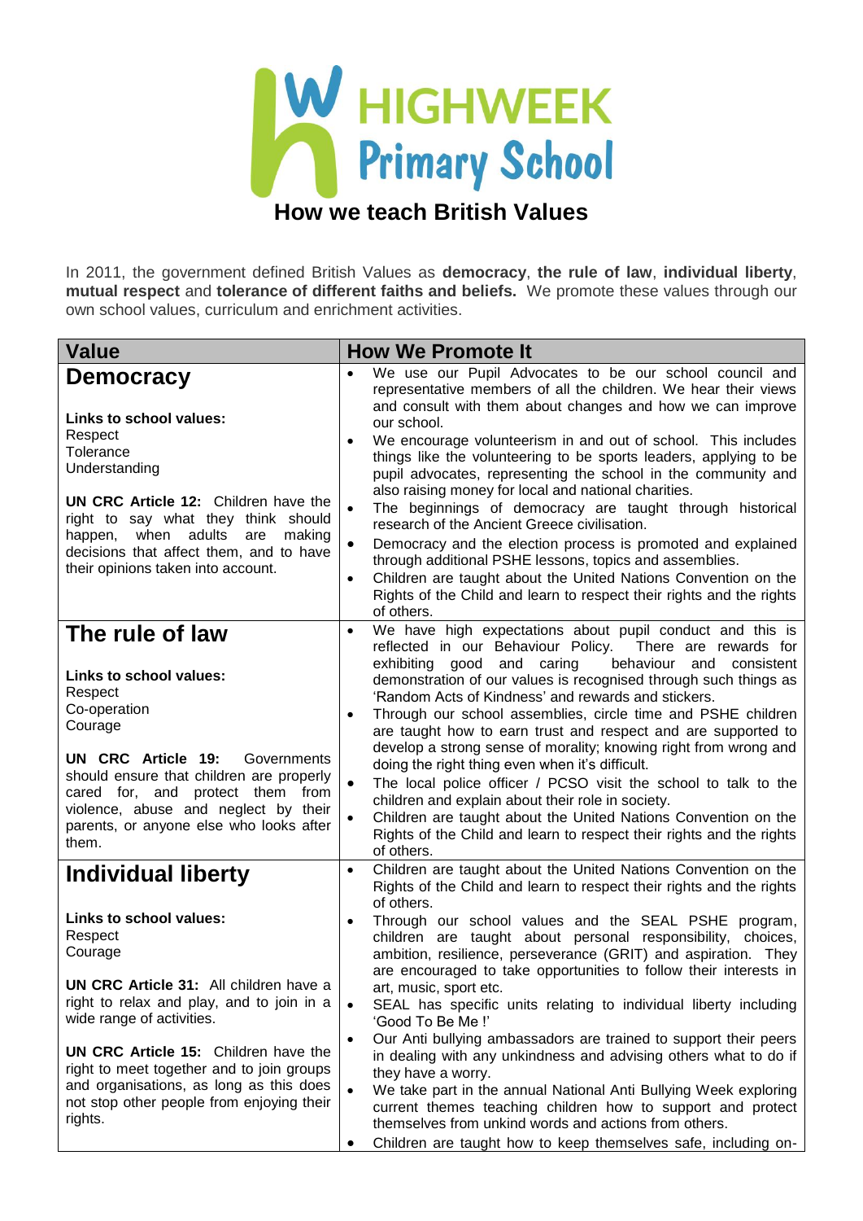# HIGHWEEK Primary School

## How we teach British Values

In 2011, the government defined British Values as **democracy**, **the rule of law**, **individual liberty**, **mutual respect** and **tolerance of different faiths and beliefs.** We promote these values through our own school values, curriculum and enrichment activities.

| Value | How We Promote It |
|---|---|
| **Democracy**<br><br>**Links to school values:**<br>Respect<br>Tolerance<br>Understanding<br><br>**UN CRC Article 12:** Children have the right to say what they think should happen, when adults are making decisions that affect them, and to have their opinions taken into account. | • We use our Pupil Advocates to be our school council and representative members of all the children. We hear their views and consult with them about changes and how we can improve our school.<br>• We encourage volunteerism in and out of school. This includes things like the volunteering to be sports leaders, applying to be pupil advocates, representing the school in the community and also raising money for local and national charities.<br>• The beginnings of democracy are taught through historical research of the Ancient Greece civilisation.<br>• Democracy and the election process is promoted and explained through additional PSHE lessons, topics and assemblies.<br>• Children are taught about the United Nations Convention on the Rights of the Child and learn to respect their rights and the rights of others. |
| **The rule of law**<br><br>**Links to school values:**<br>Respect<br>Co-operation<br>Courage<br><br>**UN CRC Article 19:** Governments should ensure that children are properly cared for, and protect them from violence, abuse and neglect by their parents, or anyone else who looks after them. | • We have high expectations about pupil conduct and this is reflected in our Behaviour Policy. There are rewards for exhibiting good and caring behaviour and consistent demonstration of our values is recognised through such things as 'Random Acts of Kindness' and rewards and stickers.<br>• Through our school assemblies, circle time and PSHE children are taught how to earn trust and respect and are supported to develop a strong sense of morality; knowing right from wrong and doing the right thing even when it's difficult.<br>• The local police officer / PCSO visit the school to talk to the children and explain about their role in society.<br>• Children are taught about the United Nations Convention on the Rights of the Child and learn to respect their rights and the rights of others. |
| **Individual liberty**<br><br>**Links to school values:**<br>Respect<br>Courage<br><br>**UN CRC Article 31:** All children have a right to relax and play, and to join in a wide range of activities.<br><br>**UN CRC Article 15:** Children have the right to meet together and to join groups and organisations, as long as this does not stop other people from enjoying their rights. | • Children are taught about the United Nations Convention on the Rights of the Child and learn to respect their rights and the rights of others.<br>• Through our school values and the SEAL PSHE program, children are taught about personal responsibility, choices, ambition, resilience, perseverance (GRIT) and aspiration. They are encouraged to take opportunities to follow their interests in art, music, sport etc.<br>• SEAL has specific units relating to individual liberty including 'Good To Be Me !'<br>• Our Anti bullying ambassadors are trained to support their peers in dealing with any unkindness and advising others what to do if they have a worry.<br>• We take part in the annual National Anti Bullying Week exploring current themes teaching children how to support and protect themselves from unkind words and actions from others.<br>• Children are taught how to keep themselves safe, including on- |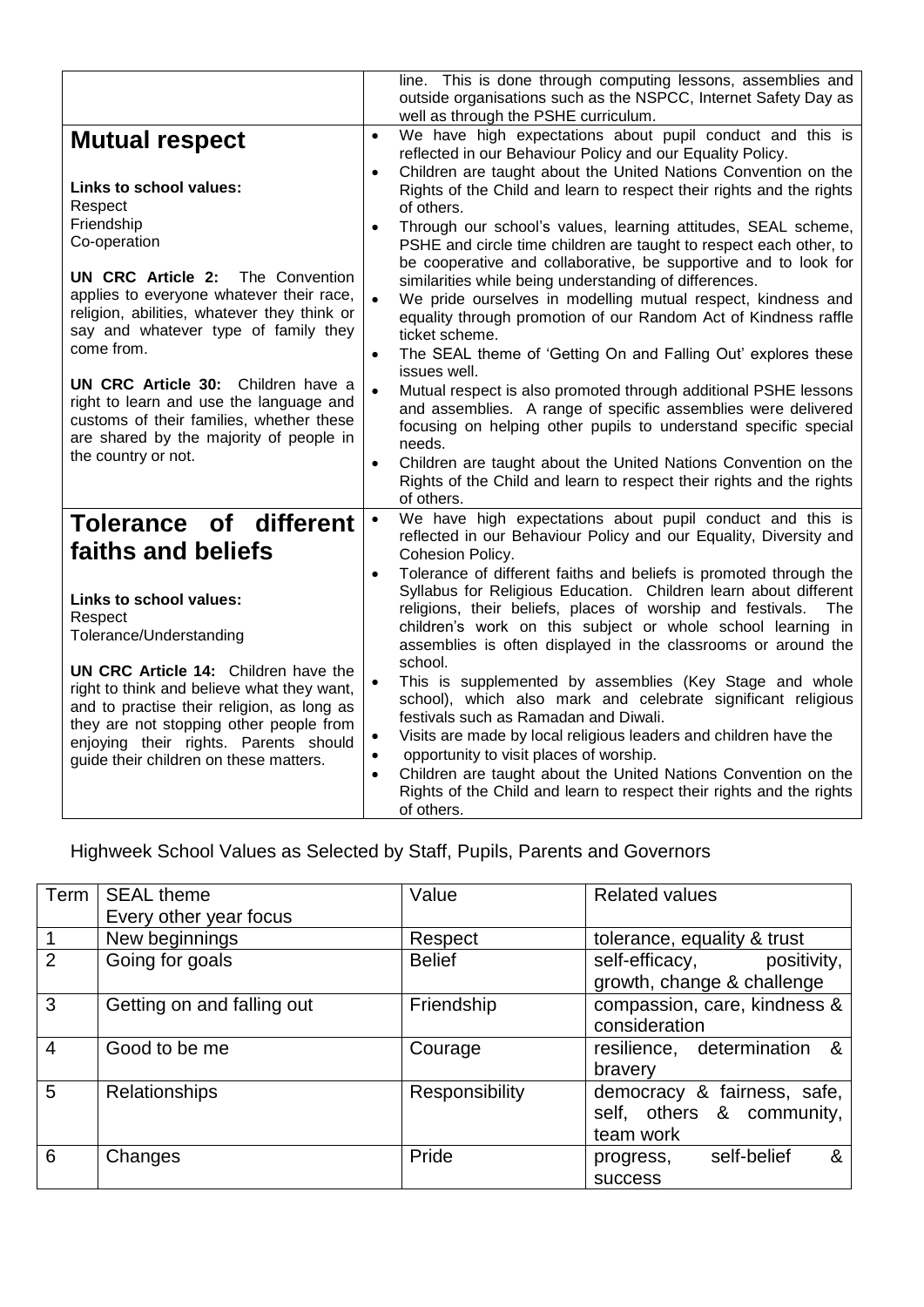| | |
|---|---|
| | line. This is done through computing lessons, assemblies and outside organisations such as the NSPCC, Internet Safety Day as well as through the PSHE curriculum. |
| **Mutual respect**<br><br>**Links to school values:**<br>Respect<br>Friendship<br>Co-operation<br><br>**UN CRC Article 2:** The Convention applies to everyone whatever their race, religion, abilities, whatever they think or say and whatever type of family they come from.<br><br>**UN CRC Article 30:** Children have a right to learn and use the language and customs of their families, whether these are shared by the majority of people in the country or not. | • We have high expectations about pupil conduct and this is reflected in our Behaviour Policy and our Equality Policy.<br>• Children are taught about the United Nations Convention on the Rights of the Child and learn to respect their rights and the rights of others.<br>• Through our school's values, learning attitudes, SEAL scheme, PSHE and circle time children are taught to respect each other, to be cooperative and collaborative, be supportive and to look for similarities while being understanding of differences.<br>• We pride ourselves in modelling mutual respect, kindness and equality through promotion of our Random Act of Kindness raffle ticket scheme.<br>• The SEAL theme of 'Getting On and Falling Out' explores these issues well.<br>• Mutual respect is also promoted through additional PSHE lessons and assemblies. A range of specific assemblies were delivered focusing on helping other pupils to understand specific special needs.<br>• Children are taught about the United Nations Convention on the Rights of the Child and learn to respect their rights and the rights of others. |
| **Tolerance of different faiths and beliefs**<br><br>**Links to school values:**<br>Respect<br>Tolerance/Understanding<br><br>**UN CRC Article 14:** Children have the right to think and believe what they want, and to practise their religion, as long as they are not stopping other people from enjoying their rights. Parents should guide their children on these matters. | • We have high expectations about pupil conduct and this is reflected in our Behaviour Policy and our Equality, Diversity and Cohesion Policy.<br>• Tolerance of different faiths and beliefs is promoted through the Syllabus for Religious Education. Children learn about different religions, their beliefs, places of worship and festivals. The children's work on this subject or whole school learning in assemblies is often displayed in the classrooms or around the school.<br>• This is supplemented by assemblies (Key Stage and whole school), which also mark and celebrate significant religious festivals such as Ramadan and Diwali.<br>• Visits are made by local religious leaders and children have the<br>• opportunity to visit places of worship.<br>• Children are taught about the United Nations Convention on the Rights of the Child and learn to respect their rights and the rights of others. |

Highweek School Values as Selected by Staff, Pupils, Parents and Governors

| Term | SEAL theme<br>Every other year focus | Value | Related values |
|---|---|---|---|
| 1 | New beginnings | Respect | tolerance, equality & trust |
| 2 | Going for goals | Belief | self-efficacy, positivity, growth, change & challenge |
| 3 | Getting on and falling out | Friendship | compassion, care, kindness & consideration |
| 4 | Good to be me | Courage | resilience, determination & bravery |
| 5 | Relationships | Responsibility | democracy & fairness, safe, self, others & community, team work |
| 6 | Changes | Pride | progress, self-belief & success |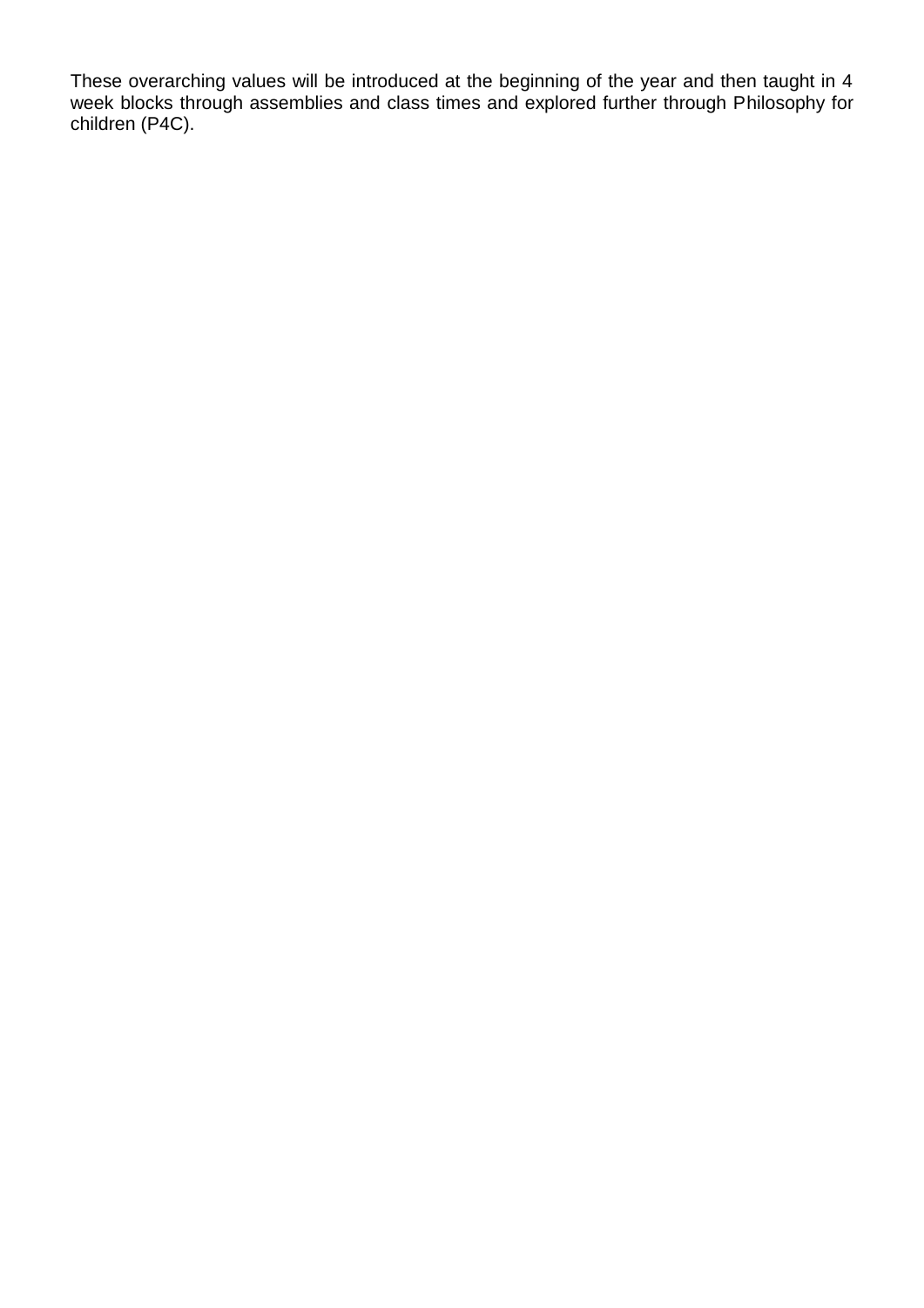These overarching values will be introduced at the beginning of the year and then taught in 4 week blocks through assemblies and class times and explored further through Philosophy for children (P4C).